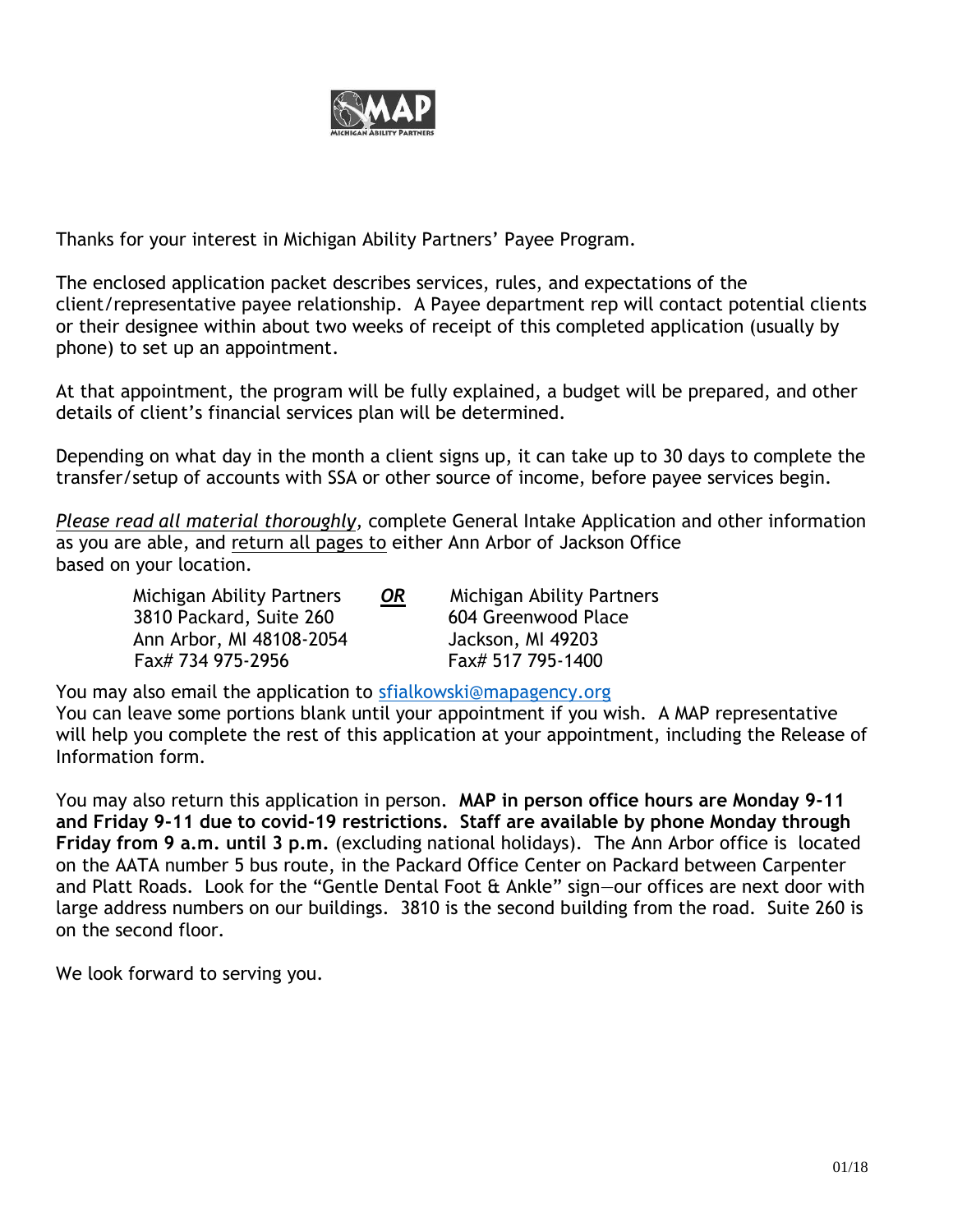Thanks for your interest in Michigan Ability Partners' Payee Program.

The enclosed application packet describes services, rules, and expectations of the client/representative payee relationship. A Payee department rep will contact potential clients or their designee within about two weeks of receipt of this completed application (usually by phone) to set up an appointment.

At that appointment, the program will be fully explained, a budget will be prepared, and other details of client's financial services plan will be determined.

Depending on what day in the month a client signs up, it can take up to 30 days to complete the transfer/setup of accounts with SSA or other source of income, before payee services begin.

*Please read all material thoroughly*, complete General Intake Application and other information as you are able, and return all pages to either Ann Arbor of Jackson Office based on your location.

| Michigan Ability Partners | ***OR*** | Michigan Ability Partners |
|---|---|---|
| 3810 Packard, Suite 260 | | 604 Greenwood Place |
| Ann Arbor, MI 48108-2054 | | Jackson, MI 49203 |
| Fax# 734 975-2956 | | Fax# 517 795-1400 |

You may also email the application to sfialkowski@mapagency.org

You can leave some portions blank until your appointment if you wish. A MAP representative will help you complete the rest of this application at your appointment, including the Release of Information form.

You may also return this application in person. **MAP in person office hours are Monday 9-11 and Friday 9-11 due to covid-19 restrictions. Staff are available by phone Monday through Friday from 9 a.m. until 3 p.m.** (excluding national holidays). The Ann Arbor office is located on the AATA number 5 bus route, in the Packard Office Center on Packard between Carpenter and Platt Roads. Look for the "Gentle Dental Foot & Ankle" sign—our offices are next door with large address numbers on our buildings. 3810 is the second building from the road. Suite 260 is on the second floor.

We look forward to serving you.

01/18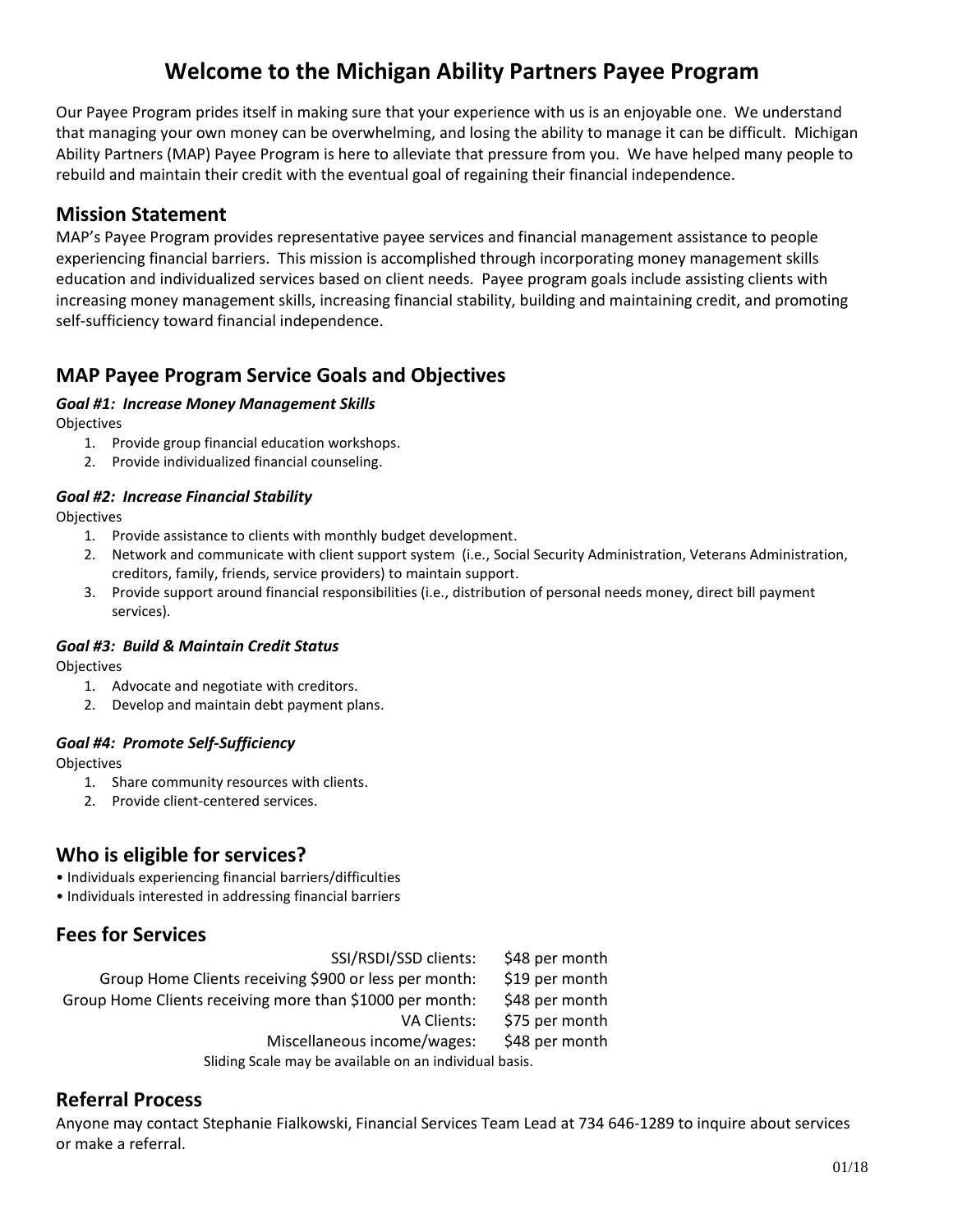# Welcome to the Michigan Ability Partners Payee Program

Our Payee Program prides itself in making sure that your experience with us is an enjoyable one. We understand that managing your own money can be overwhelming, and losing the ability to manage it can be difficult. Michigan Ability Partners (MAP) Payee Program is here to alleviate that pressure from you. We have helped many people to rebuild and maintain their credit with the eventual goal of regaining their financial independence.

## Mission Statement

MAP's Payee Program provides representative payee services and financial management assistance to people experiencing financial barriers. This mission is accomplished through incorporating money management skills education and individualized services based on client needs. Payee program goals include assisting clients with increasing money management skills, increasing financial stability, building and maintaining credit, and promoting self-sufficiency toward financial independence.

## MAP Payee Program Service Goals and Objectives

***Goal #1: Increase Money Management Skills***

Objectives

1. Provide group financial education workshops.
2. Provide individualized financial counseling.

***Goal #2: Increase Financial Stability***

Objectives

1. Provide assistance to clients with monthly budget development.
2. Network and communicate with client support system (i.e., Social Security Administration, Veterans Administration, creditors, family, friends, service providers) to maintain support.
3. Provide support around financial responsibilities (i.e., distribution of personal needs money, direct bill payment services).

***Goal #3: Build & Maintain Credit Status***

Objectives

1. Advocate and negotiate with creditors.
2. Develop and maintain debt payment plans.

***Goal #4: Promote Self-Sufficiency***

Objectives

1. Share community resources with clients.
2. Provide client-centered services.

## Who is eligible for services?

- Individuals experiencing financial barriers/difficulties
- Individuals interested in addressing financial barriers

## Fees for Services

| | |
|---|---|
| SSI/RSDI/SSD clients: | $48 per month |
| Group Home Clients receiving $900 or less per month: | $19 per month |
| Group Home Clients receiving more than $1000 per month: | $48 per month |
| VA Clients: | $75 per month |
| Miscellaneous income/wages: | $48 per month |

Sliding Scale may be available on an individual basis.

## Referral Process

Anyone may contact Stephanie Fialkowski, Financial Services Team Lead at 734 646-1289 to inquire about services or make a referral.

01/18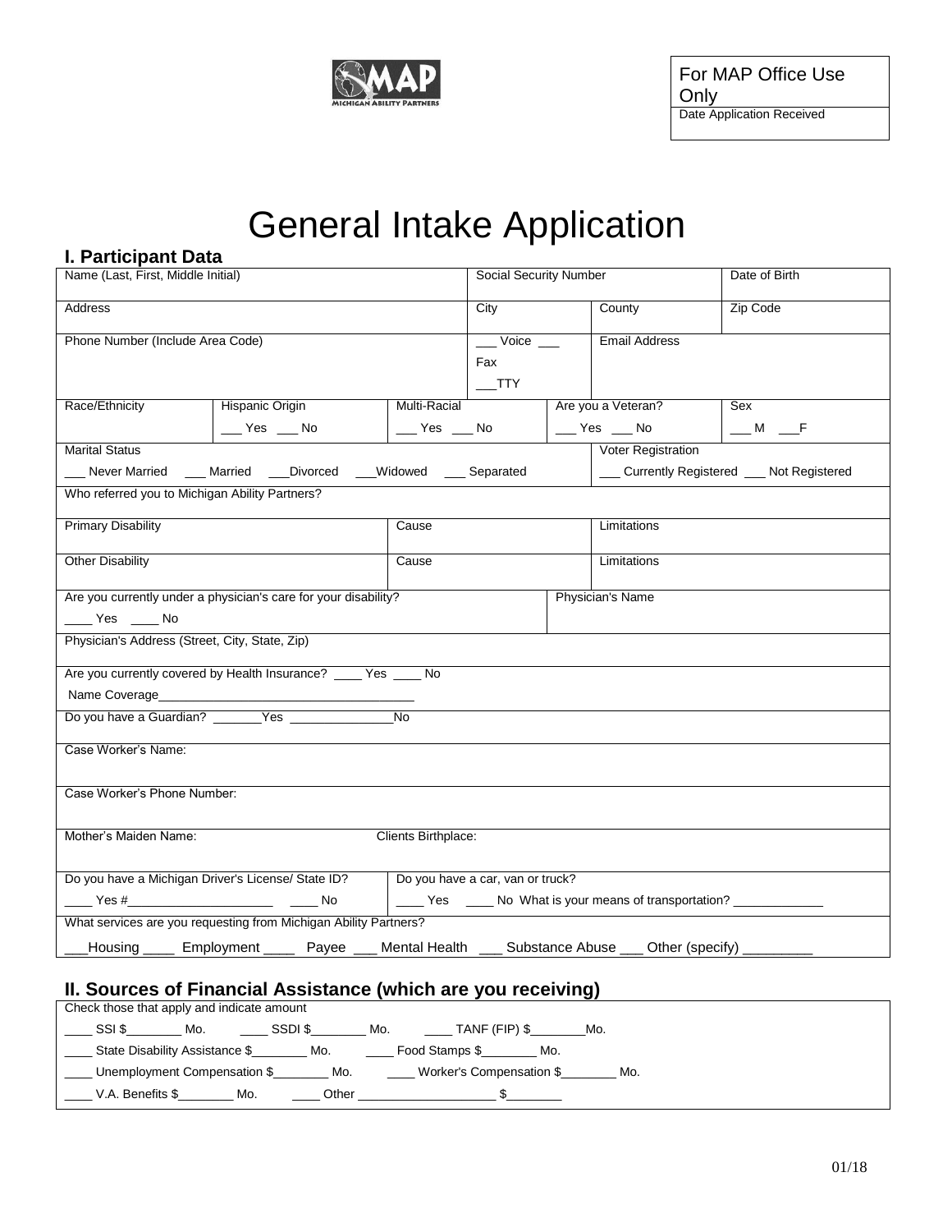MAP Michigan Ability Partners

| For MAP Office Use Only |
| --- |
| Date Application Received |

# General Intake Application

## I. Participant Data

| Name (Last, First, Middle Initial) | | | Social Security Number | | Date of Birth |
| --- | --- | --- | --- | --- | --- |
| Address | | | City | County | Zip Code |
| Phone Number (Include Area Code) | | | ___ Voice ___ Fax ___TTY | Email Address | |
| Race/Ethnicity | Hispanic Origin ___ Yes ___ No | Multi-Racial ___ Yes ___ No | Are you a Veteran? ___ Yes ___ No | | Sex ___ M ___F |
| Marital Status ___ Never Married ___ Married ___Divorced ___Widowed ___ Separated | | | | Voter Registration ___ Currently Registered ___ Not Registered | |
| Who referred you to Michigan Ability Partners? | | | | | |
| Primary Disability | | Cause | | Limitations | |
| Other Disability | | Cause | | Limitations | |
| Are you currently under a physician's care for your disability? ____ Yes ____ No | | | Physician's Name | | |
| Physician's Address (Street, City, State, Zip) | | | | | |
| Are you currently covered by Health Insurance? ____ Yes ____ No Name Coverage_____________________________________ | | | | | |
| Do you have a Guardian? _______Yes ______________No | | | | | |
| Case Worker's Name: | | | | | |
| Case Worker's Phone Number: | | | | | |
| Mother's Maiden Name: | | Clients Birthplace: | | | |
| Do you have a Michigan Driver's License/ State ID? ____ Yes #_____________________ ____ No | | Do you have a car, van or truck? ____ Yes ____ No What is your means of transportation? ____________ | | | |
| What services are you requesting from Michigan Ability Partners? ___Housing ____ Employment ____ Payee ___ Mental Health ___ Substance Abuse ___ Other (specify) _________ | | | | | |

## II. Sources of Financial Assistance (which are you receiving)

Check those that apply and indicate amount

____ SSI $________ Mo. ____ SSDI $________ Mo. ____ TANF (FIP) $________Mo.

____ State Disability Assistance $________ Mo. ____ Food Stamps $________ Mo.

____ Unemployment Compensation $________ Mo. ____ Worker's Compensation $________ Mo.

____ V.A. Benefits $________ Mo. ____ Other ___________________ $________

01/18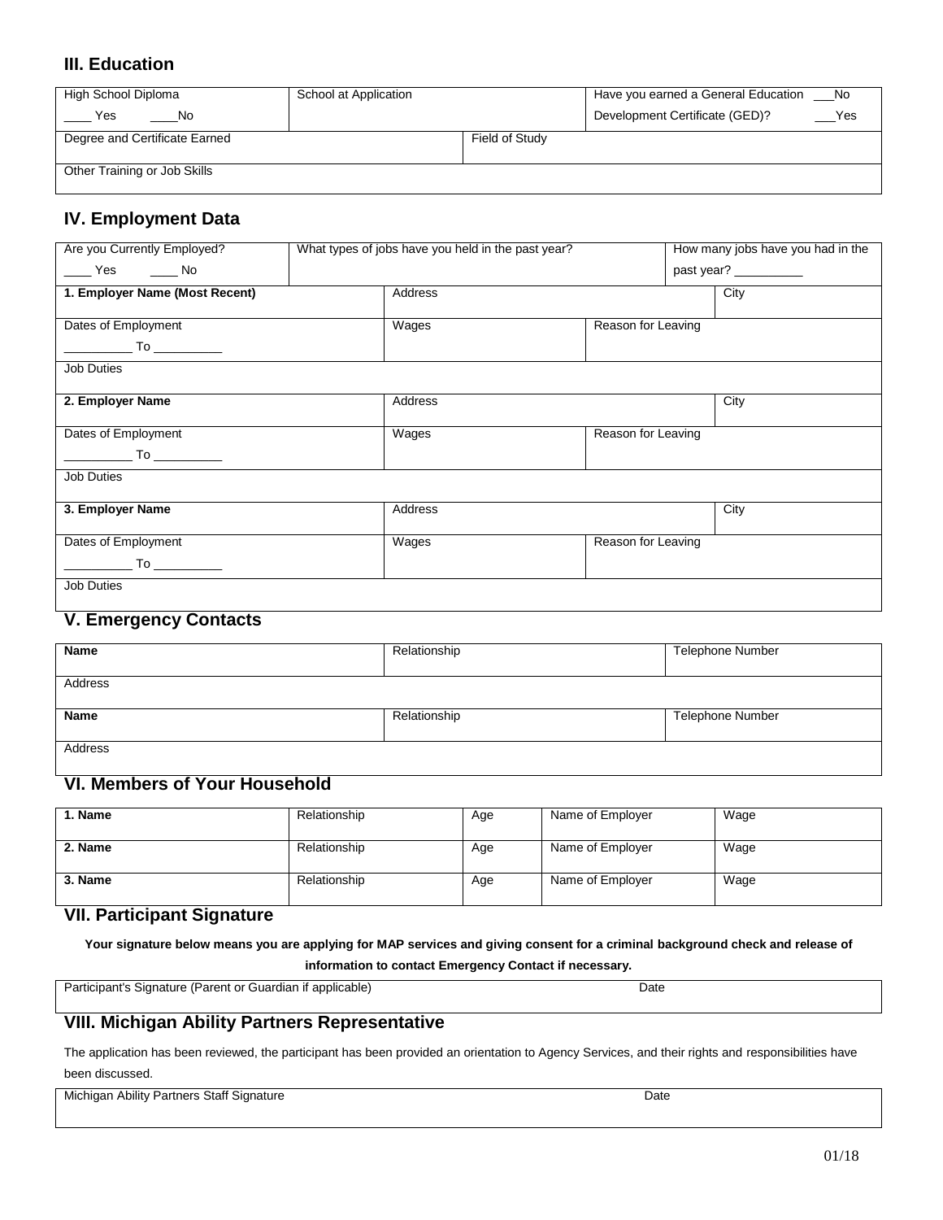## III. Education

| High School Diploma<br>\_\_\_\_ Yes \_\_\_\_No | School at Application | | Have you earned a General Education Development Certificate (GED)? \_\_\_No \_\_\_Yes |
|---|---|---|---|
| Degree and Certificate Earned | | Field of Study | |
| Other Training or Job Skills | | | |

## IV. Employment Data

| Are you Currently Employed?<br>\_\_\_\_ Yes \_\_\_\_ No | What types of jobs have you held in the past year? | | How many jobs have you had in the past year? \_\_\_\_\_\_\_\_\_\_ |
|---|---|---|---|
| **1. Employer Name (Most Recent)** | Address | | City |
| Dates of Employment<br>\_\_\_\_\_\_\_\_\_\_ To \_\_\_\_\_\_\_\_\_\_ | Wages | Reason for Leaving | |
| Job Duties | | | |
| **2. Employer Name** | Address | | City |
| Dates of Employment<br>\_\_\_\_\_\_\_\_\_\_ To \_\_\_\_\_\_\_\_\_\_ | Wages | Reason for Leaving | |
| Job Duties | | | |
| **3. Employer Name** | Address | | City |
| Dates of Employment<br>\_\_\_\_\_\_\_\_\_\_ To \_\_\_\_\_\_\_\_\_\_ | Wages | Reason for Leaving | |
| Job Duties | | | |

## V. Emergency Contacts

| **Name** | Relationship | Telephone Number |
|---|---|---|
| Address | | |
| **Name** | Relationship | Telephone Number |
| Address | | |

## VI. Members of Your Household

| **1. Name** | Relationship | Age | Name of Employer | Wage |
|---|---|---|---|---|
| **2. Name** | Relationship | Age | Name of Employer | Wage |
| **3. Name** | Relationship | Age | Name of Employer | Wage |

## VII. Participant Signature

**Your signature below means you are applying for MAP services and giving consent for a criminal background check and release of information to contact Emergency Contact if necessary.**

| Participant's Signature (Parent or Guardian if applicable) | Date |
|---|---|

## VIII. Michigan Ability Partners Representative

The application has been reviewed, the participant has been provided an orientation to Agency Services, and their rights and responsibilities have been discussed.

| Michigan Ability Partners Staff Signature | Date |
|---|---|

01/18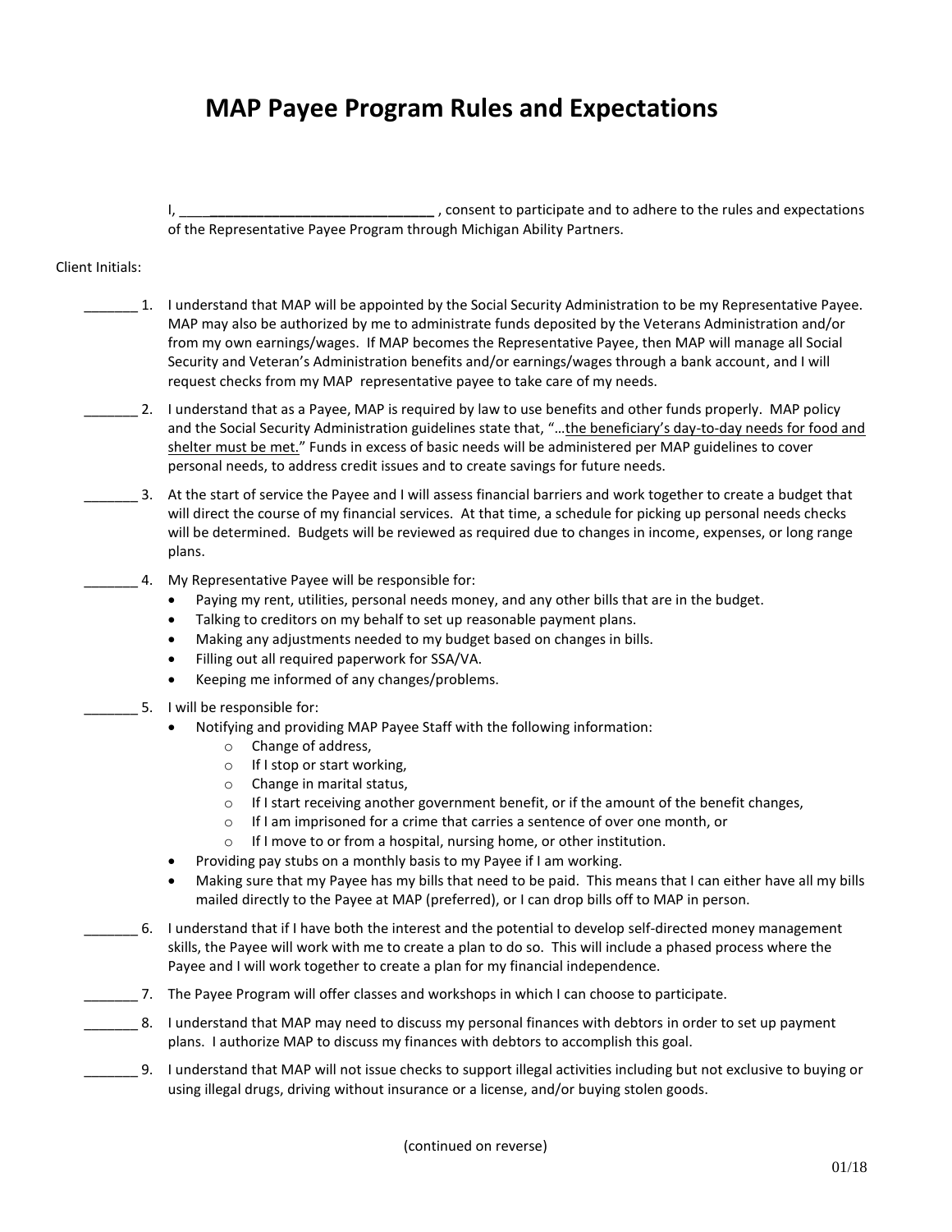# MAP Payee Program Rules and Expectations

I, ______________________________ , consent to participate and to adhere to the rules and expectations of the Representative Payee Program through Michigan Ability Partners.

Client Initials:

_______ 1. I understand that MAP will be appointed by the Social Security Administration to be my Representative Payee. MAP may also be authorized by me to administrate funds deposited by the Veterans Administration and/or from my own earnings/wages. If MAP becomes the Representative Payee, then MAP will manage all Social Security and Veteran's Administration benefits and/or earnings/wages through a bank account, and I will request checks from my MAP representative payee to take care of my needs.

_______ 2. I understand that as a Payee, MAP is required by law to use benefits and other funds properly. MAP policy and the Social Security Administration guidelines state that, "…the beneficiary's day-to-day needs for food and shelter must be met." Funds in excess of basic needs will be administered per MAP guidelines to cover personal needs, to address credit issues and to create savings for future needs.

_______ 3. At the start of service the Payee and I will assess financial barriers and work together to create a budget that will direct the course of my financial services. At that time, a schedule for picking up personal needs checks will be determined. Budgets will be reviewed as required due to changes in income, expenses, or long range plans.

_______ 4. My Representative Payee will be responsible for:

- Paying my rent, utilities, personal needs money, and any other bills that are in the budget.
- Talking to creditors on my behalf to set up reasonable payment plans.
- Making any adjustments needed to my budget based on changes in bills.
- Filling out all required paperwork for SSA/VA.
- Keeping me informed of any changes/problems.

_______ 5. I will be responsible for:

- Notifying and providing MAP Payee Staff with the following information:
  - Change of address,
  - If I stop or start working,
  - Change in marital status,
  - If I start receiving another government benefit, or if the amount of the benefit changes,
  - If I am imprisoned for a crime that carries a sentence of over one month, or
  - If I move to or from a hospital, nursing home, or other institution.
- Providing pay stubs on a monthly basis to my Payee if I am working.
- Making sure that my Payee has my bills that need to be paid. This means that I can either have all my bills mailed directly to the Payee at MAP (preferred), or I can drop bills off to MAP in person.

_______ 6. I understand that if I have both the interest and the potential to develop self-directed money management skills, the Payee will work with me to create a plan to do so. This will include a phased process where the Payee and I will work together to create a plan for my financial independence.

_______ 7. The Payee Program will offer classes and workshops in which I can choose to participate.

_______ 8. I understand that MAP may need to discuss my personal finances with debtors in order to set up payment plans. I authorize MAP to discuss my finances with debtors to accomplish this goal.

_______ 9. I understand that MAP will not issue checks to support illegal activities including but not exclusive to buying or using illegal drugs, driving without insurance or a license, and/or buying stolen goods.

(continued on reverse)

01/18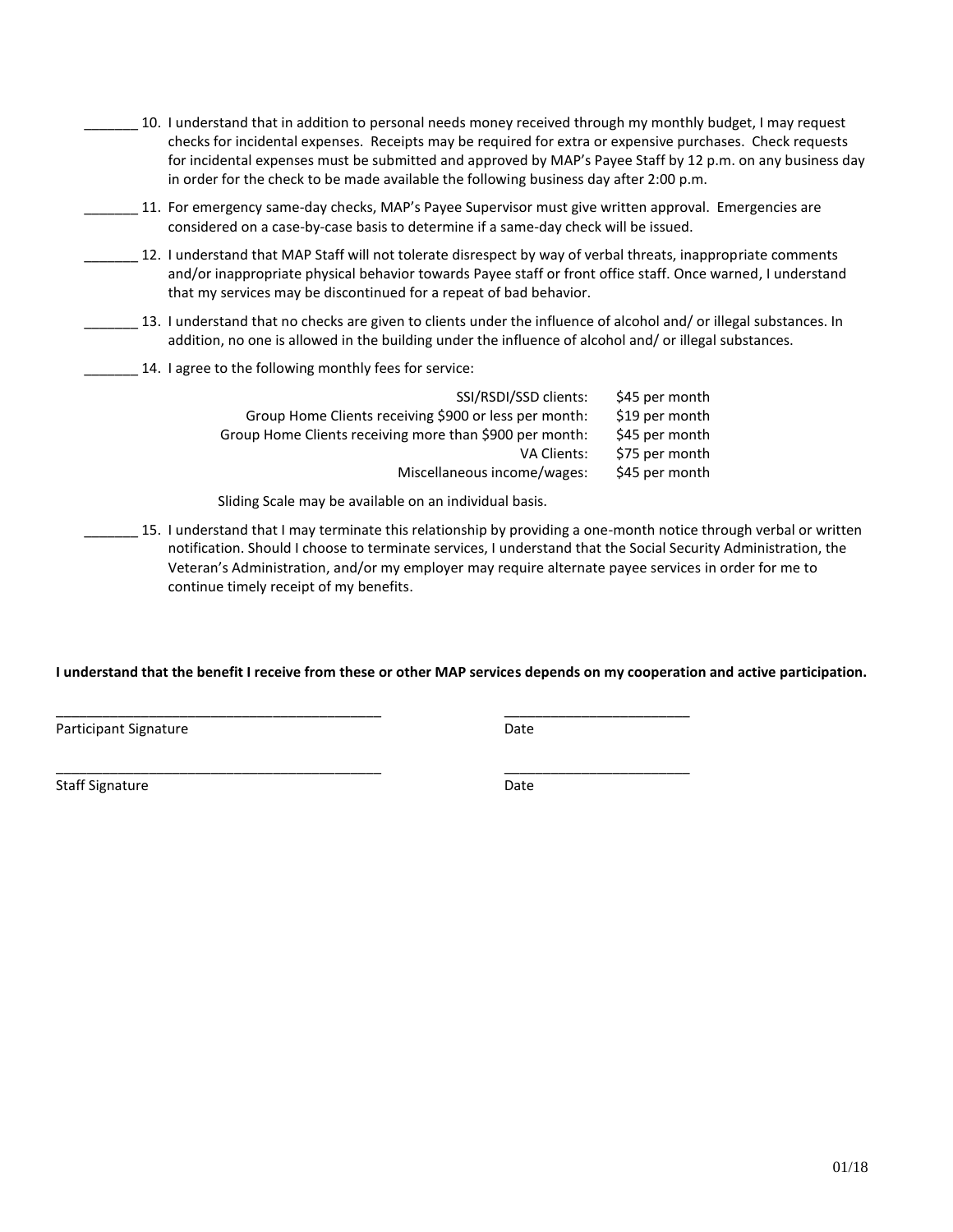_______ 10. I understand that in addition to personal needs money received through my monthly budget, I may request checks for incidental expenses. Receipts may be required for extra or expensive purchases. Check requests for incidental expenses must be submitted and approved by MAP's Payee Staff by 12 p.m. on any business day in order for the check to be made available the following business day after 2:00 p.m.

_______ 11. For emergency same-day checks, MAP's Payee Supervisor must give written approval. Emergencies are considered on a case-by-case basis to determine if a same-day check will be issued.

_______ 12. I understand that MAP Staff will not tolerate disrespect by way of verbal threats, inappropriate comments and/or inappropriate physical behavior towards Payee staff or front office staff. Once warned, I understand that my services may be discontinued for a repeat of bad behavior.

_______ 13. I understand that no checks are given to clients under the influence of alcohol and/ or illegal substances. In addition, no one is allowed in the building under the influence of alcohol and/ or illegal substances.

_______ 14. I agree to the following monthly fees for service:

| | |
|---|---|
| SSI/RSDI/SSD clients: | $45 per month |
| Group Home Clients receiving $900 or less per month: | $19 per month |
| Group Home Clients receiving more than $900 per month: | $45 per month |
| VA Clients: | $75 per month |
| Miscellaneous income/wages: | $45 per month |

Sliding Scale may be available on an individual basis.

_______ 15. I understand that I may terminate this relationship by providing a one-month notice through verbal or written notification. Should I choose to terminate services, I understand that the Social Security Administration, the Veteran's Administration, and/or my employer may require alternate payee services in order for me to continue timely receipt of my benefits.

**I understand that the benefit I receive from these or other MAP services depends on my cooperation and active participation.**

___________________________________________ ________________________

Participant Signature Date

___________________________________________ ________________________

Staff Signature Date

01/18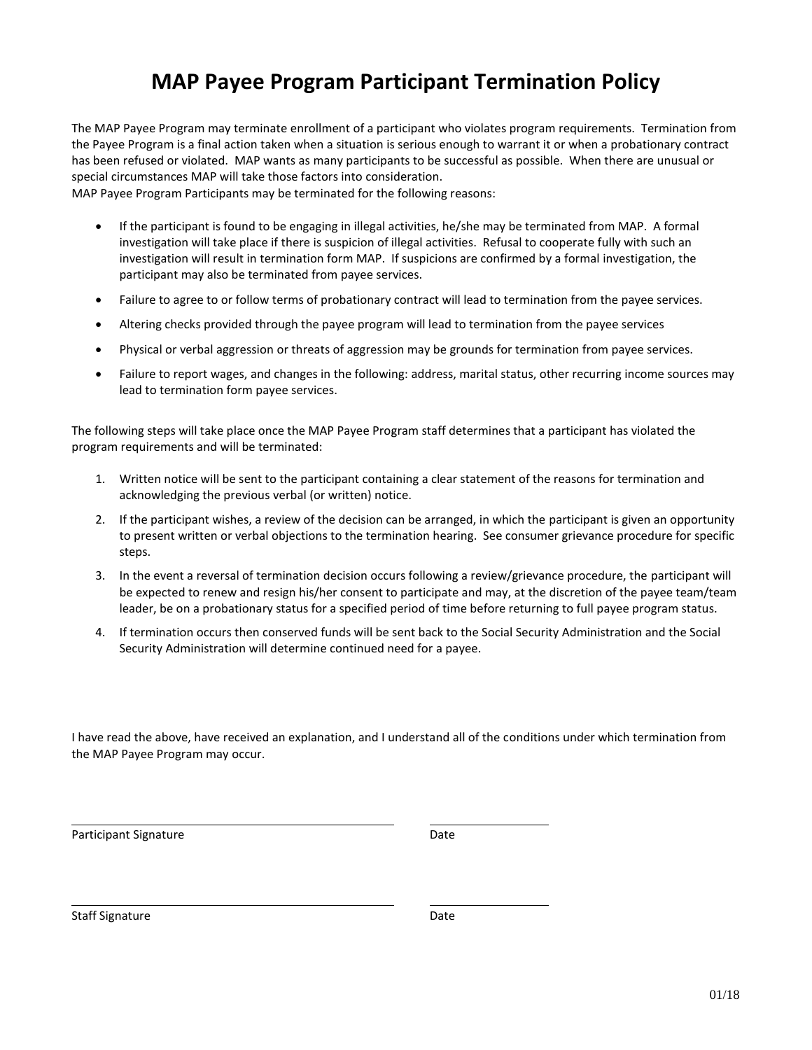# MAP Payee Program Participant Termination Policy

The MAP Payee Program may terminate enrollment of a participant who violates program requirements. Termination from the Payee Program is a final action taken when a situation is serious enough to warrant it or when a probationary contract has been refused or violated. MAP wants as many participants to be successful as possible. When there are unusual or special circumstances MAP will take those factors into consideration.
MAP Payee Program Participants may be terminated for the following reasons:

- If the participant is found to be engaging in illegal activities, he/she may be terminated from MAP. A formal investigation will take place if there is suspicion of illegal activities. Refusal to cooperate fully with such an investigation will result in termination form MAP. If suspicions are confirmed by a formal investigation, the participant may also be terminated from payee services.
- Failure to agree to or follow terms of probationary contract will lead to termination from the payee services.
- Altering checks provided through the payee program will lead to termination from the payee services
- Physical or verbal aggression or threats of aggression may be grounds for termination from payee services.
- Failure to report wages, and changes in the following: address, marital status, other recurring income sources may lead to termination form payee services.

The following steps will take place once the MAP Payee Program staff determines that a participant has violated the program requirements and will be terminated:

1. Written notice will be sent to the participant containing a clear statement of the reasons for termination and acknowledging the previous verbal (or written) notice.
2. If the participant wishes, a review of the decision can be arranged, in which the participant is given an opportunity to present written or verbal objections to the termination hearing. See consumer grievance procedure for specific steps.
3. In the event a reversal of termination decision occurs following a review/grievance procedure, the participant will be expected to renew and resign his/her consent to participate and may, at the discretion of the payee team/team leader, be on a probationary status for a specified period of time before returning to full payee program status.
4. If termination occurs then conserved funds will be sent back to the Social Security Administration and the Social Security Administration will determine continued need for a payee.

I have read the above, have received an explanation, and I understand all of the conditions under which termination from the MAP Payee Program may occur.

| | |
|---|---|
| \_\_\_\_\_\_\_\_\_\_\_\_\_\_\_\_\_\_\_\_\_\_\_\_\_\_\_\_\_\_ | \_\_\_\_\_\_\_\_\_\_\_\_\_\_\_ |
| Participant Signature | Date |
| \_\_\_\_\_\_\_\_\_\_\_\_\_\_\_\_\_\_\_\_\_\_\_\_\_\_\_\_\_\_ | \_\_\_\_\_\_\_\_\_\_\_\_\_\_\_ |
| Staff Signature | Date |

01/18